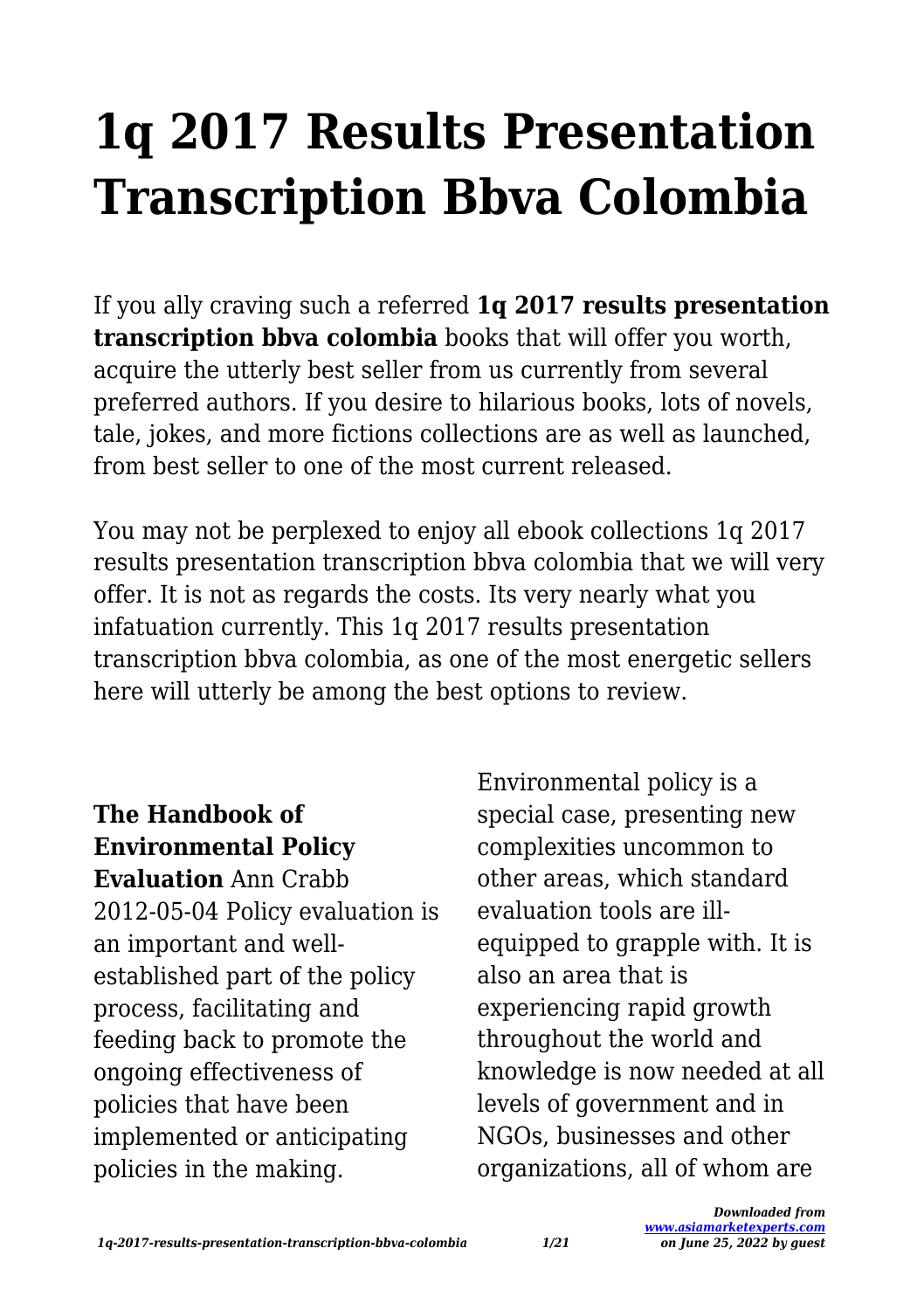# 1q 2017 Results Presentation Transcription Bbva Colombia

If you ally craving such a referred **1q 2017 results presentation transcription bbva colombia** books that will offer you worth, acquire the utterly best seller from us currently from several preferred authors. If you desire to hilarious books, lots of novels, tale, jokes, and more fictions collections are as well as launched, from best seller to one of the most current released.

You may not be perplexed to enjoy all ebook collections 1q 2017 results presentation transcription bbva colombia that we will very offer. It is not as regards the costs. Its very nearly what you infatuation currently. This 1q 2017 results presentation transcription bbva colombia, as one of the most energetic sellers here will utterly be among the best options to review.

**The Handbook of Environmental Policy Evaluation** Ann Crabb 2012-05-04 Policy evaluation is an important and well-established part of the policy process, facilitating and feeding back to promote the ongoing effectiveness of policies that have been implemented or anticipating policies in the making. Environmental policy is a special case, presenting new complexities uncommon to other areas, which standard evaluation tools are ill-equipped to grapple with. It is also an area that is experiencing rapid growth throughout the world and knowledge is now needed at all levels of government and in NGOs, businesses and other organizations, all of whom are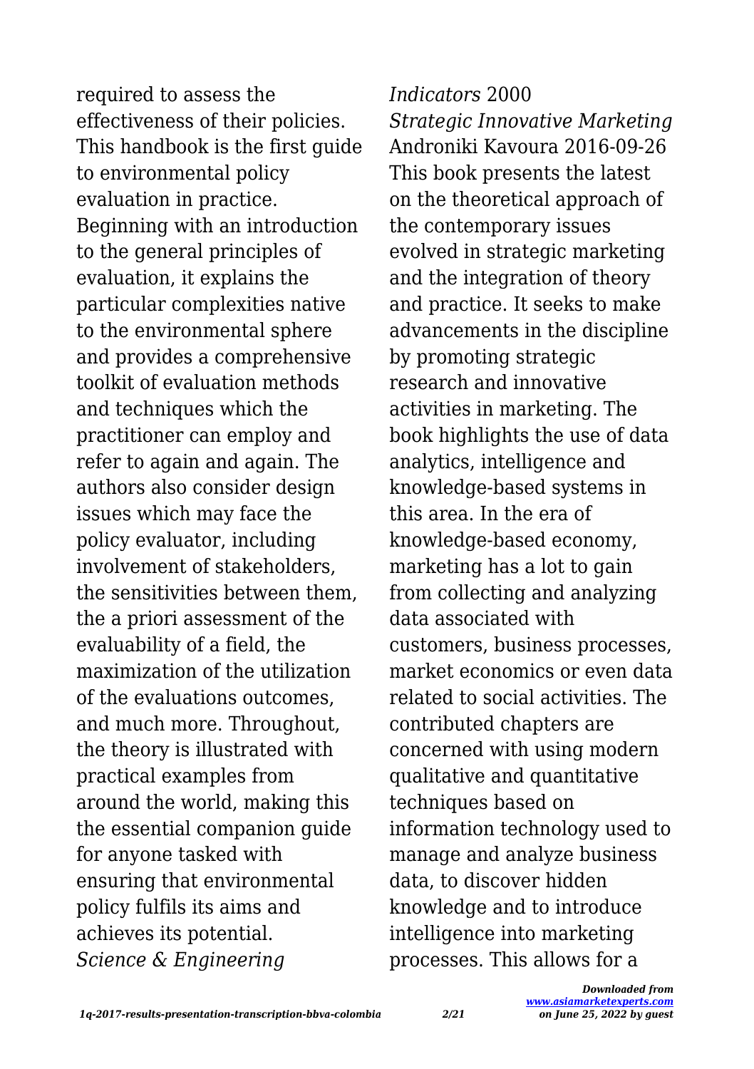required to assess the effectiveness of their policies. This handbook is the first guide to environmental policy evaluation in practice. Beginning with an introduction to the general principles of evaluation, it explains the particular complexities native to the environmental sphere and provides a comprehensive toolkit of evaluation methods and techniques which the practitioner can employ and refer to again and again. The authors also consider design issues which may face the policy evaluator, including involvement of stakeholders, the sensitivities between them, the a priori assessment of the evaluability of a field, the maximization of the utilization of the evaluations outcomes, and much more. Throughout, the theory is illustrated with practical examples from around the world, making this the essential companion guide for anyone tasked with ensuring that environmental policy fulfils its aims and achieves its potential.

*Science & Engineering Indicators* 2000

*Strategic Innovative Marketing* Androniki Kavoura 2016-09-26 This book presents the latest on the theoretical approach of the contemporary issues evolved in strategic marketing and the integration of theory and practice. It seeks to make advancements in the discipline by promoting strategic research and innovative activities in marketing. The book highlights the use of data analytics, intelligence and knowledge-based systems in this area. In the era of knowledge-based economy, marketing has a lot to gain from collecting and analyzing data associated with customers, business processes, market economics or even data related to social activities. The contributed chapters are concerned with using modern qualitative and quantitative techniques based on information technology used to manage and analyze business data, to discover hidden knowledge and to introduce intelligence into marketing processes. This allows for a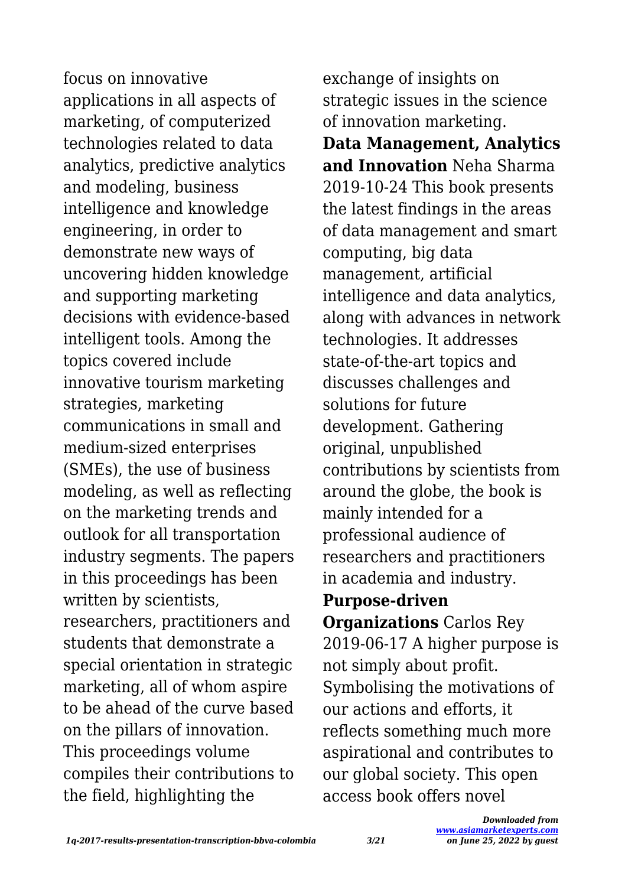focus on innovative applications in all aspects of marketing, of computerized technologies related to data analytics, predictive analytics and modeling, business intelligence and knowledge engineering, in order to demonstrate new ways of uncovering hidden knowledge and supporting marketing decisions with evidence-based intelligent tools. Among the topics covered include innovative tourism marketing strategies, marketing communications in small and medium-sized enterprises (SMEs), the use of business modeling, as well as reflecting on the marketing trends and outlook for all transportation industry segments. The papers in this proceedings has been written by scientists, researchers, practitioners and students that demonstrate a special orientation in strategic marketing, all of whom aspire to be ahead of the curve based on the pillars of innovation. This proceedings volume compiles their contributions to the field, highlighting the exchange of insights on strategic issues in the science of innovation marketing.

**Data Management, Analytics and Innovation** Neha Sharma 2019-10-24 This book presents the latest findings in the areas of data management and smart computing, big data management, artificial intelligence and data analytics, along with advances in network technologies. It addresses state-of-the-art topics and discusses challenges and solutions for future development. Gathering original, unpublished contributions by scientists from around the globe, the book is mainly intended for a professional audience of researchers and practitioners in academia and industry.

**Purpose-driven Organizations** Carlos Rey 2019-06-17 A higher purpose is not simply about profit. Symbolising the motivations of our actions and efforts, it reflects something much more aspirational and contributes to our global society. This open access book offers novel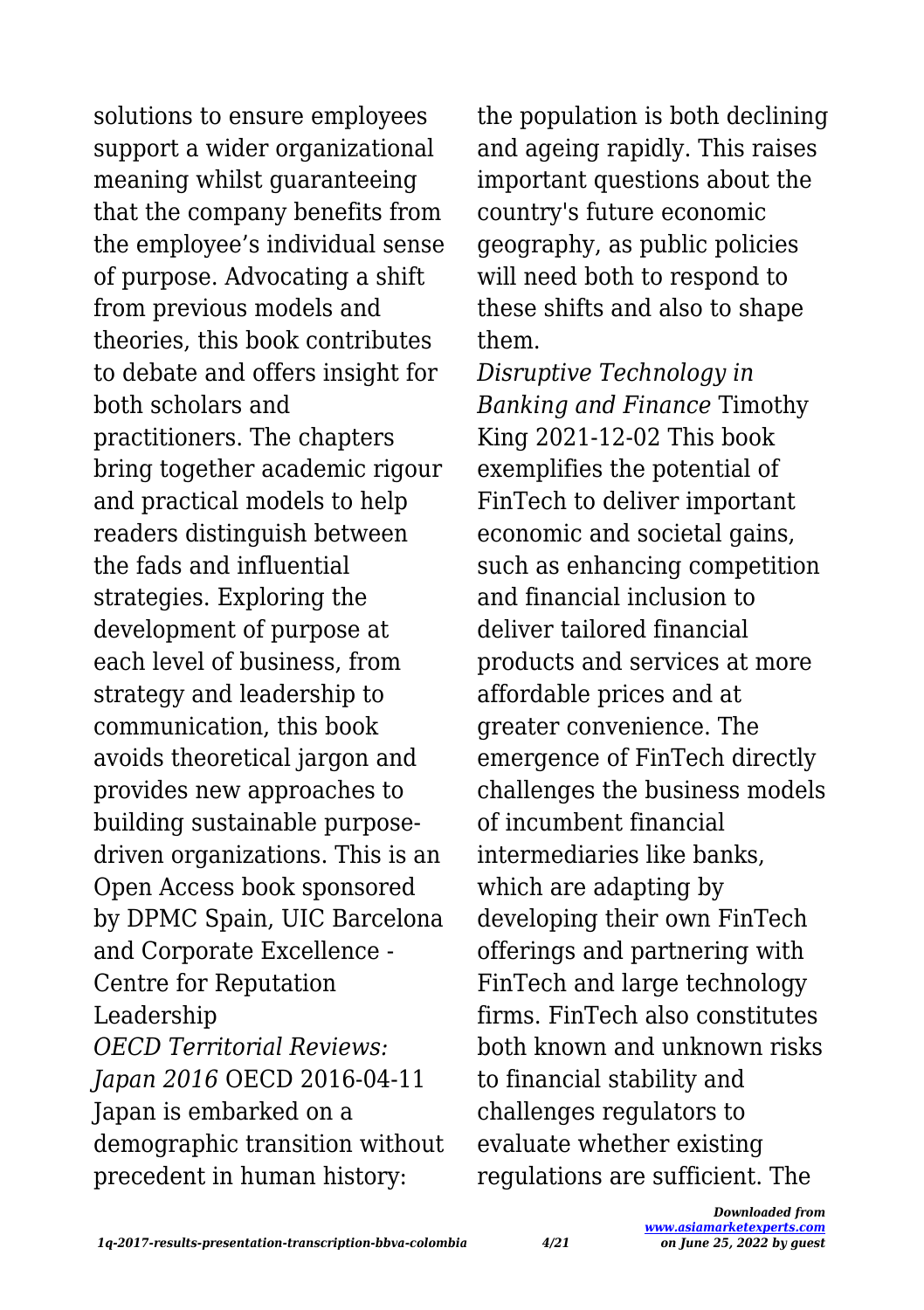solutions to ensure employees support a wider organizational meaning whilst guaranteeing that the company benefits from the employee's individual sense of purpose. Advocating a shift from previous models and theories, this book contributes to debate and offers insight for both scholars and practitioners. The chapters bring together academic rigour and practical models to help readers distinguish between the fads and influential strategies. Exploring the development of purpose at each level of business, from strategy and leadership to communication, this book avoids theoretical jargon and provides new approaches to building sustainable purpose-driven organizations. This is an Open Access book sponsored by DPMC Spain, UIC Barcelona and Corporate Excellence - Centre for Reputation Leadership

*OECD Territorial Reviews: Japan 2016* OECD 2016-04-11 Japan is embarked on a demographic transition without precedent in human history: the population is both declining and ageing rapidly. This raises important questions about the country's future economic geography, as public policies will need both to respond to these shifts and also to shape them.

*Disruptive Technology in Banking and Finance* Timothy King 2021-12-02 This book exemplifies the potential of FinTech to deliver important economic and societal gains, such as enhancing competition and financial inclusion to deliver tailored financial products and services at more affordable prices and at greater convenience. The emergence of FinTech directly challenges the business models of incumbent financial intermediaries like banks, which are adapting by developing their own FinTech offerings and partnering with FinTech and large technology firms. FinTech also constitutes both known and unknown risks to financial stability and challenges regulators to evaluate whether existing regulations are sufficient. The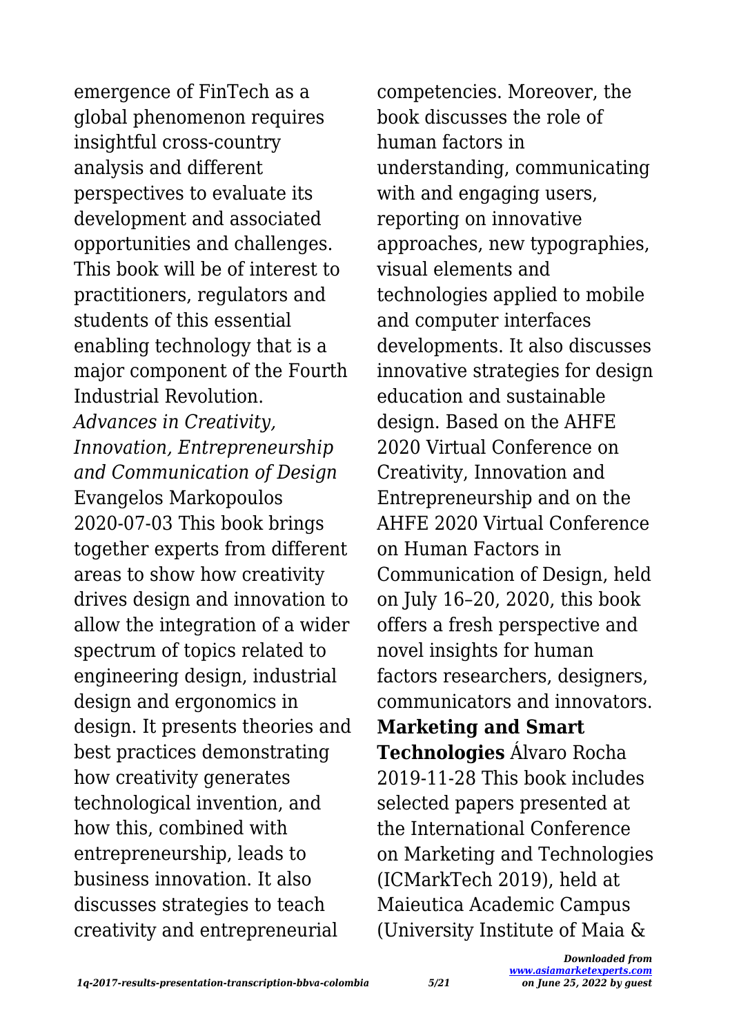emergence of FinTech as a global phenomenon requires insightful cross-country analysis and different perspectives to evaluate its development and associated opportunities and challenges. This book will be of interest to practitioners, regulators and students of this essential enabling technology that is a major component of the Fourth Industrial Revolution.

*Advances in Creativity, Innovation, Entrepreneurship and Communication of Design* Evangelos Markopoulos 2020-07-03 This book brings together experts from different areas to show how creativity drives design and innovation to allow the integration of a wider spectrum of topics related to engineering design, industrial design and ergonomics in design. It presents theories and best practices demonstrating how creativity generates technological invention, and how this, combined with entrepreneurship, leads to business innovation. It also discusses strategies to teach creativity and entrepreneurial competencies. Moreover, the book discusses the role of human factors in understanding, communicating with and engaging users, reporting on innovative approaches, new typographies, visual elements and technologies applied to mobile and computer interfaces developments. It also discusses innovative strategies for design education and sustainable design. Based on the AHFE 2020 Virtual Conference on Creativity, Innovation and Entrepreneurship and on the AHFE 2020 Virtual Conference on Human Factors in Communication of Design, held on July 16–20, 2020, this book offers a fresh perspective and novel insights for human factors researchers, designers, communicators and innovators.

**Marketing and Smart Technologies** Álvaro Rocha 2019-11-28 This book includes selected papers presented at the International Conference on Marketing and Technologies (ICMarkTech 2019), held at Maieutica Academic Campus (University Institute of Maia &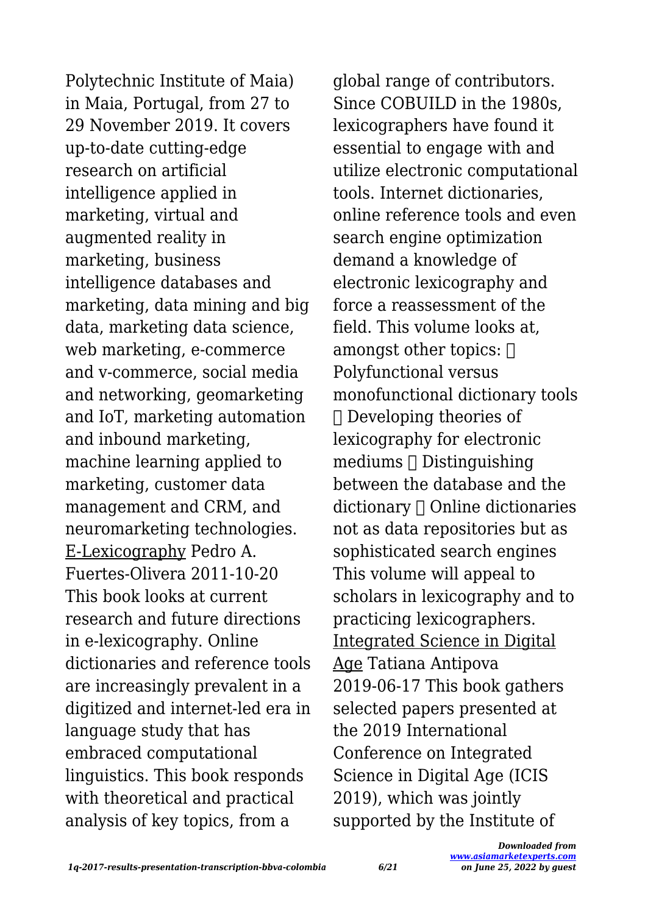Polytechnic Institute of Maia) in Maia, Portugal, from 27 to 29 November 2019. It covers up-to-date cutting-edge research on artificial intelligence applied in marketing, virtual and augmented reality in marketing, business intelligence databases and marketing, data mining and big data, marketing data science, web marketing, e-commerce and v-commerce, social media and networking, geomarketing and IoT, marketing automation and inbound marketing, machine learning applied to marketing, customer data management and CRM, and neuromarketing technologies.

E-Lexicography Pedro A. Fuertes-Olivera 2011-10-20 This book looks at current research and future directions in e-lexicography. Online dictionaries and reference tools are increasingly prevalent in a digitized and internet-led era in language study that has embraced computational linguistics. This book responds with theoretical and practical analysis of key topics, from a global range of contributors. Since COBUILD in the 1980s, lexicographers have found it essential to engage with and utilize electronic computational tools. Internet dictionaries, online reference tools and even search engine optimization demand a knowledge of electronic lexicography and force a reassessment of the field. This volume looks at, amongst other topics:  Polyfunctional versus monofunctional dictionary tools  Developing theories of lexicography for electronic mediums  Distinguishing between the database and the dictionary  Online dictionaries not as data repositories but as sophisticated search engines This volume will appeal to scholars in lexicography and to practicing lexicographers.

Integrated Science in Digital Age Tatiana Antipova 2019-06-17 This book gathers selected papers presented at the 2019 International Conference on Integrated Science in Digital Age (ICIS 2019), which was jointly supported by the Institute of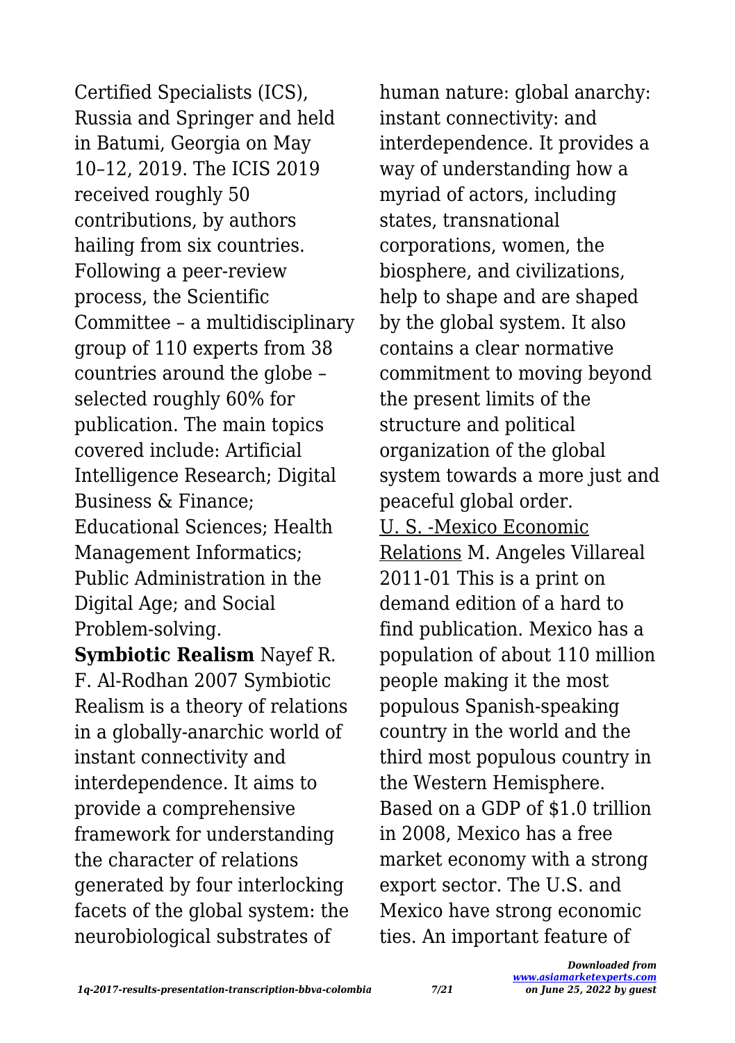Certified Specialists (ICS), Russia and Springer and held in Batumi, Georgia on May 10–12, 2019. The ICIS 2019 received roughly 50 contributions, by authors hailing from six countries. Following a peer-review process, the Scientific Committee – a multidisciplinary group of 110 experts from 38 countries around the globe – selected roughly 60% for publication. The main topics covered include: Artificial Intelligence Research; Digital Business & Finance; Educational Sciences; Health Management Informatics; Public Administration in the Digital Age; and Social Problem-solving.

**Symbiotic Realism** Nayef R. F. Al-Rodhan 2007 Symbiotic Realism is a theory of relations in a globally-anarchic world of instant connectivity and interdependence. It aims to provide a comprehensive framework for understanding the character of relations generated by four interlocking facets of the global system: the neurobiological substrates of human nature: global anarchy: instant connectivity: and interdependence. It provides a way of understanding how a myriad of actors, including states, transnational corporations, women, the biosphere, and civilizations, help to shape and are shaped by the global system. It also contains a clear normative commitment to moving beyond the present limits of the structure and political organization of the global system towards a more just and peaceful global order.

U. S. -Mexico Economic Relations M. Angeles Villareal 2011-01 This is a print on demand edition of a hard to find publication. Mexico has a population of about 110 million people making it the most populous Spanish-speaking country in the world and the third most populous country in the Western Hemisphere. Based on a GDP of $1.0 trillion in 2008, Mexico has a free market economy with a strong export sector. The U.S. and Mexico have strong economic ties. An important feature of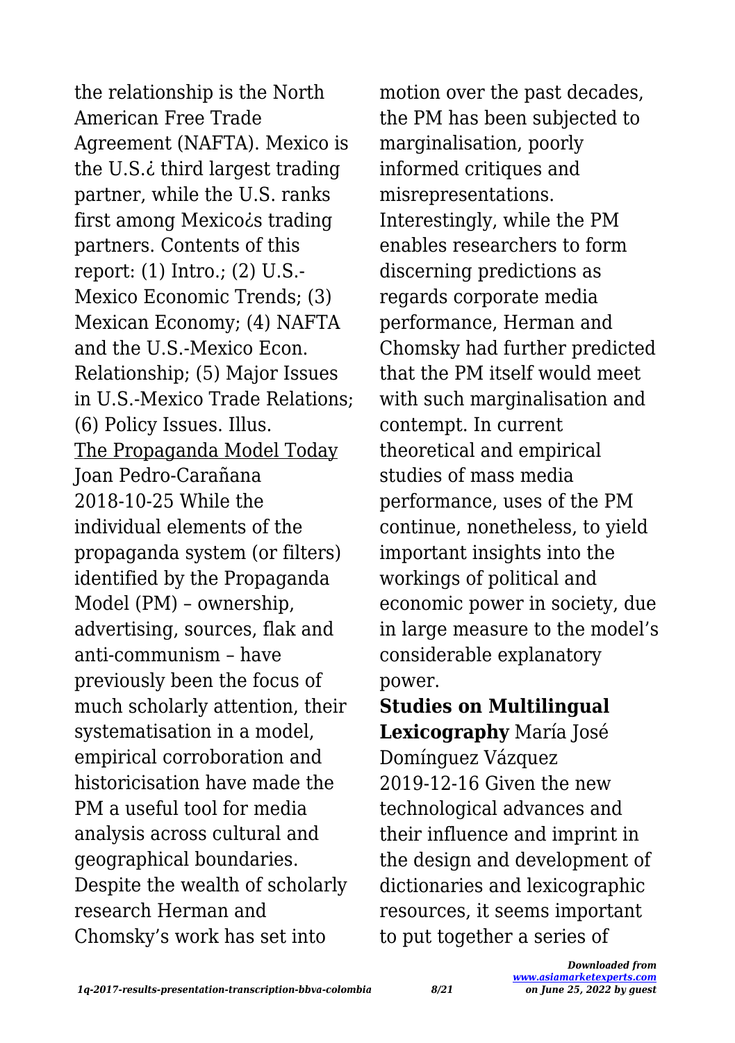the relationship is the North American Free Trade Agreement (NAFTA). Mexico is the U.S.¿ third largest trading partner, while the U.S. ranks first among Mexico¿s trading partners. Contents of this report: (1) Intro.; (2) U.S.-Mexico Economic Trends; (3) Mexican Economy; (4) NAFTA and the U.S.-Mexico Econ. Relationship; (5) Major Issues in U.S.-Mexico Trade Relations; (6) Policy Issues. Illus.

The Propaganda Model Today Joan Pedro-Carañana 2018-10-25 While the individual elements of the propaganda system (or filters) identified by the Propaganda Model (PM) – ownership, advertising, sources, flak and anti-communism – have previously been the focus of much scholarly attention, their systematisation in a model, empirical corroboration and historicisation have made the PM a useful tool for media analysis across cultural and geographical boundaries. Despite the wealth of scholarly research Herman and Chomsky's work has set into motion over the past decades, the PM has been subjected to marginalisation, poorly informed critiques and misrepresentations. Interestingly, while the PM enables researchers to form discerning predictions as regards corporate media performance, Herman and Chomsky had further predicted that the PM itself would meet with such marginalisation and contempt. In current theoretical and empirical studies of mass media performance, uses of the PM continue, nonetheless, to yield important insights into the workings of political and economic power in society, due in large measure to the model's considerable explanatory power.

**Studies on Multilingual Lexicography** María José Domínguez Vázquez 2019-12-16 Given the new technological advances and their influence and imprint in the design and development of dictionaries and lexicographic resources, it seems important to put together a series of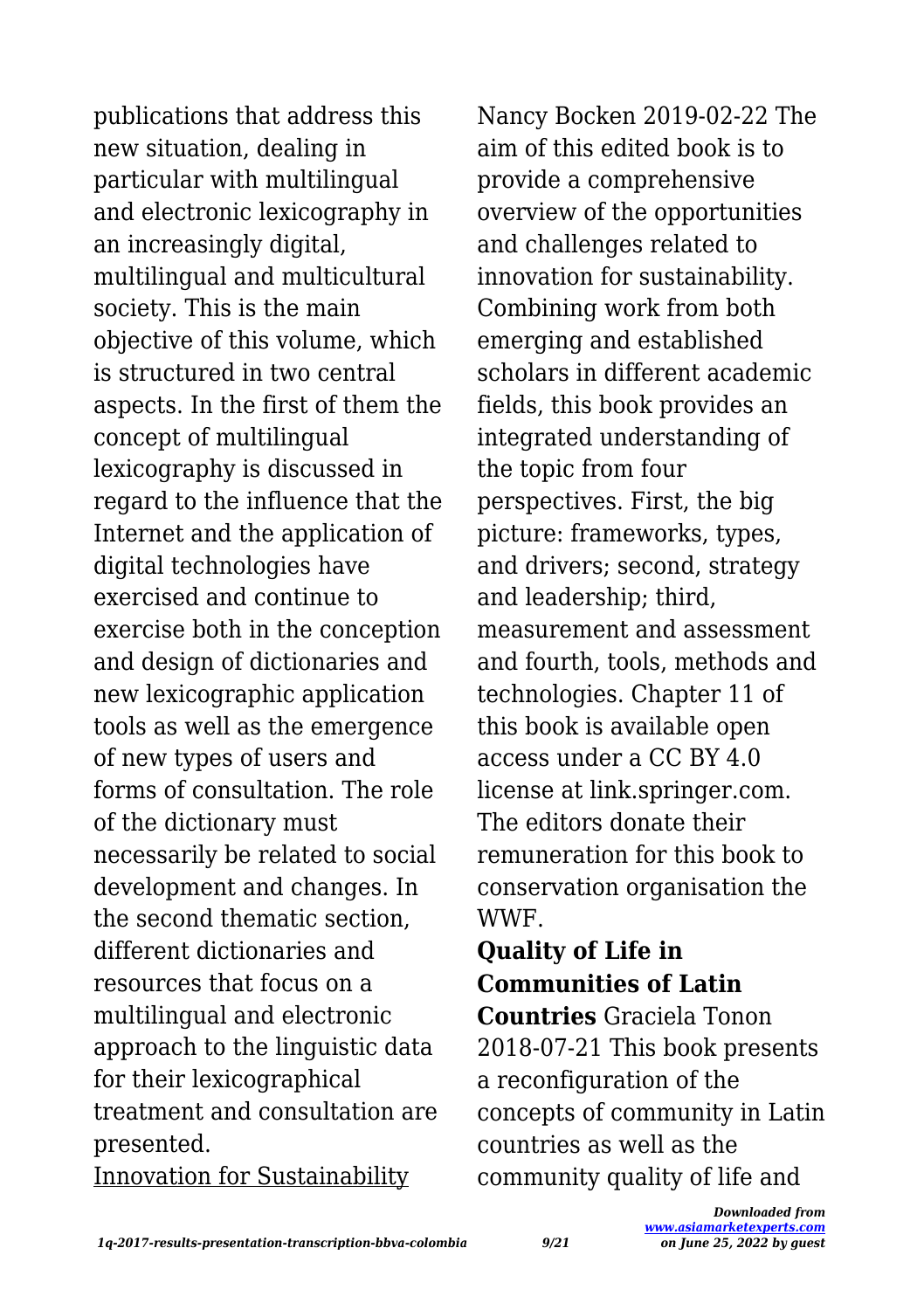publications that address this new situation, dealing in particular with multilingual and electronic lexicography in an increasingly digital, multilingual and multicultural society. This is the main objective of this volume, which is structured in two central aspects. In the first of them the concept of multilingual lexicography is discussed in regard to the influence that the Internet and the application of digital technologies have exercised and continue to exercise both in the conception and design of dictionaries and new lexicographic application tools as well as the emergence of new types of users and forms of consultation. The role of the dictionary must necessarily be related to social development and changes. In the second thematic section, different dictionaries and resources that focus on a multilingual and electronic approach to the linguistic data for their lexicographical treatment and consultation are presented.

Innovation for Sustainability Nancy Bocken 2019-02-22 The aim of this edited book is to provide a comprehensive overview of the opportunities and challenges related to innovation for sustainability. Combining work from both emerging and established scholars in different academic fields, this book provides an integrated understanding of the topic from four perspectives. First, the big picture: frameworks, types, and drivers; second, strategy and leadership; third, measurement and assessment and fourth, tools, methods and technologies. Chapter 11 of this book is available open access under a CC BY 4.0 license at link.springer.com. The editors donate their remuneration for this book to conservation organisation the WWF.

**Quality of Life in Communities of Latin Countries** Graciela Tonon 2018-07-21 This book presents a reconfiguration of the concepts of community in Latin countries as well as the community quality of life and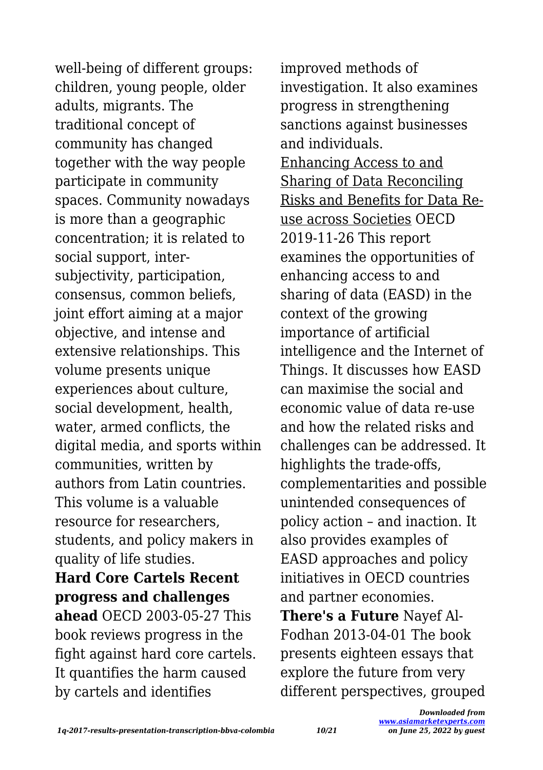well-being of different groups: children, young people, older adults, migrants. The traditional concept of community has changed together with the way people participate in community spaces. Community nowadays is more than a geographic concentration; it is related to social support, inter-subjectivity, participation, consensus, common beliefs, joint effort aiming at a major objective, and intense and extensive relationships. This volume presents unique experiences about culture, social development, health, water, armed conflicts, the digital media, and sports within communities, written by authors from Latin countries. This volume is a valuable resource for researchers, students, and policy makers in quality of life studies.

**Hard Core Cartels Recent progress and challenges ahead** OECD 2003-05-27 This book reviews progress in the fight against hard core cartels. It quantifies the harm caused by cartels and identifies improved methods of investigation. It also examines progress in strengthening sanctions against businesses and individuals.

Enhancing Access to and Sharing of Data Reconciling Risks and Benefits for Data Re-use across Societies OECD 2019-11-26 This report examines the opportunities of enhancing access to and sharing of data (EASD) in the context of the growing importance of artificial intelligence and the Internet of Things. It discusses how EASD can maximise the social and economic value of data re-use and how the related risks and challenges can be addressed. It highlights the trade-offs, complementarities and possible unintended consequences of policy action – and inaction. It also provides examples of EASD approaches and policy initiatives in OECD countries and partner economies.

**There's a Future** Nayef Al-Fodhan 2013-04-01 The book presents eighteen essays that explore the future from very different perspectives, grouped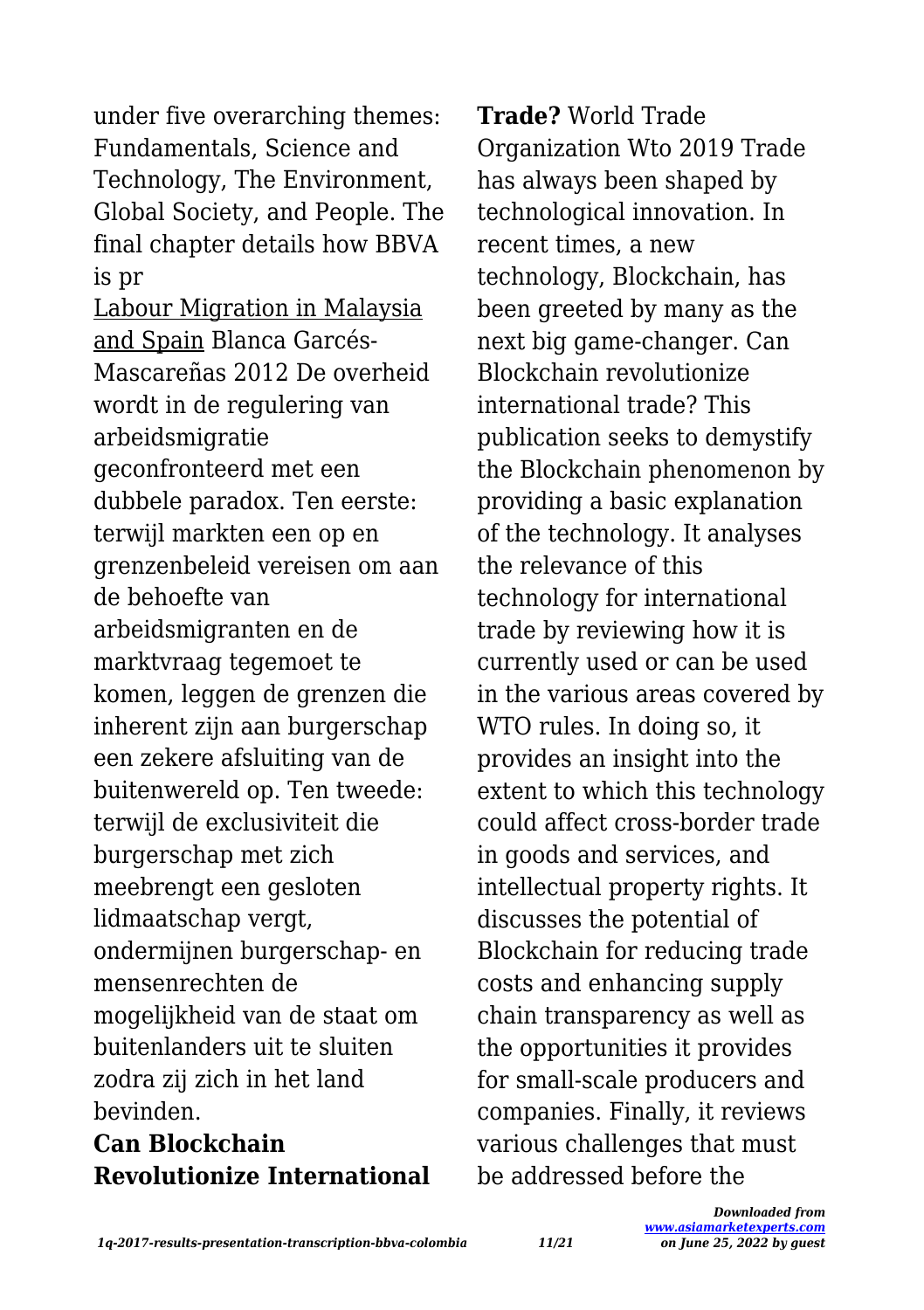under five overarching themes: Fundamentals, Science and Technology, The Environment, Global Society, and People. The final chapter details how BBVA is pr

Labour Migration in Malaysia and Spain Blanca Garcés-Mascareñas 2012 De overheid wordt in de regulering van arbeidsmigratie geconfronteerd met een dubbele paradox. Ten eerste: terwijl markten een op en grenzenbeleid vereisen om aan de behoefte van arbeidsmigranten en de marktvraag tegemoet te komen, leggen de grenzen die inherent zijn aan burgerschap een zekere afsluiting van de buitenwereld op. Ten tweede: terwijl de exclusiviteit die burgerschap met zich meebrengt een gesloten lidmaatschap vergt, ondermijnen burgerschap- en mensenrechten de mogelijkheid van de staat om buitenlanders uit te sluiten zodra zij zich in het land bevinden.

**Can Blockchain Revolutionize International Trade?** World Trade Organization Wto 2019 Trade has always been shaped by technological innovation. In recent times, a new technology, Blockchain, has been greeted by many as the next big game-changer. Can Blockchain revolutionize international trade? This publication seeks to demystify the Blockchain phenomenon by providing a basic explanation of the technology. It analyses the relevance of this technology for international trade by reviewing how it is currently used or can be used in the various areas covered by WTO rules. In doing so, it provides an insight into the extent to which this technology could affect cross-border trade in goods and services, and intellectual property rights. It discusses the potential of Blockchain for reducing trade costs and enhancing supply chain transparency as well as the opportunities it provides for small-scale producers and companies. Finally, it reviews various challenges that must be addressed before the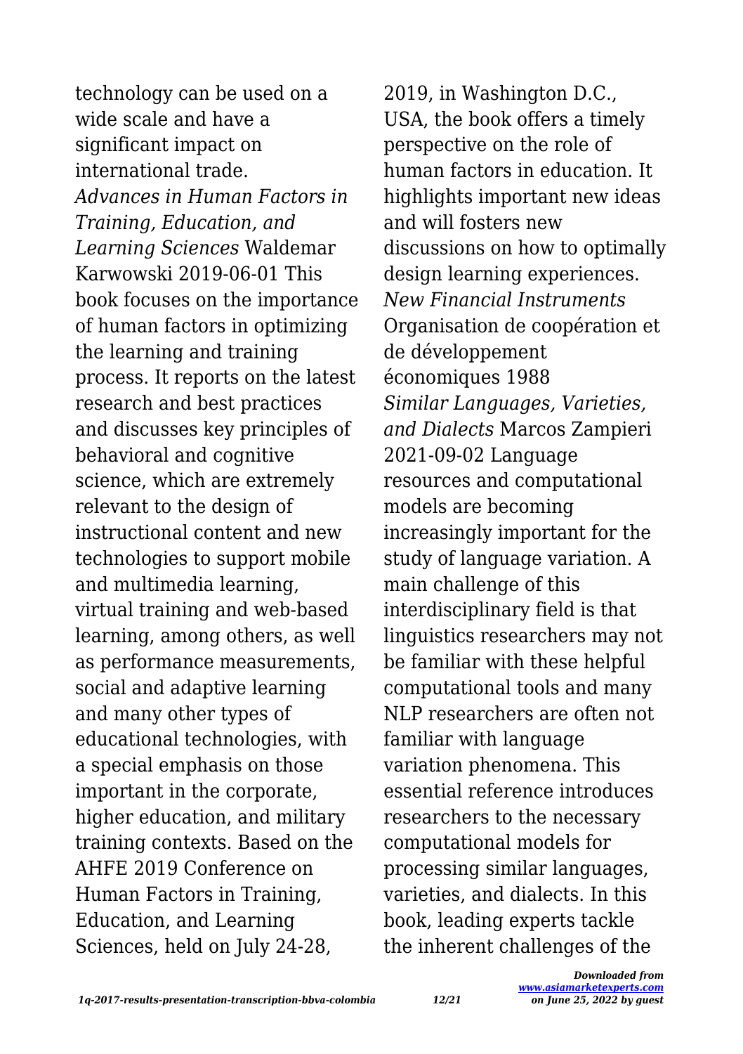technology can be used on a wide scale and have a significant impact on international trade.

*Advances in Human Factors in Training, Education, and Learning Sciences* Waldemar Karwowski 2019-06-01 This book focuses on the importance of human factors in optimizing the learning and training process. It reports on the latest research and best practices and discusses key principles of behavioral and cognitive science, which are extremely relevant to the design of instructional content and new technologies to support mobile and multimedia learning, virtual training and web-based learning, among others, as well as performance measurements, social and adaptive learning and many other types of educational technologies, with a special emphasis on those important in the corporate, higher education, and military training contexts. Based on the AHFE 2019 Conference on Human Factors in Training, Education, and Learning Sciences, held on July 24-28, 2019, in Washington D.C., USA, the book offers a timely perspective on the role of human factors in education. It highlights important new ideas and will fosters new discussions on how to optimally design learning experiences.

*New Financial Instruments* Organisation de coopération et de développement économiques 1988

*Similar Languages, Varieties, and Dialects* Marcos Zampieri 2021-09-02 Language resources and computational models are becoming increasingly important for the study of language variation. A main challenge of this interdisciplinary field is that linguistics researchers may not be familiar with these helpful computational tools and many NLP researchers are often not familiar with language variation phenomena. This essential reference introduces researchers to the necessary computational models for processing similar languages, varieties, and dialects. In this book, leading experts tackle the inherent challenges of the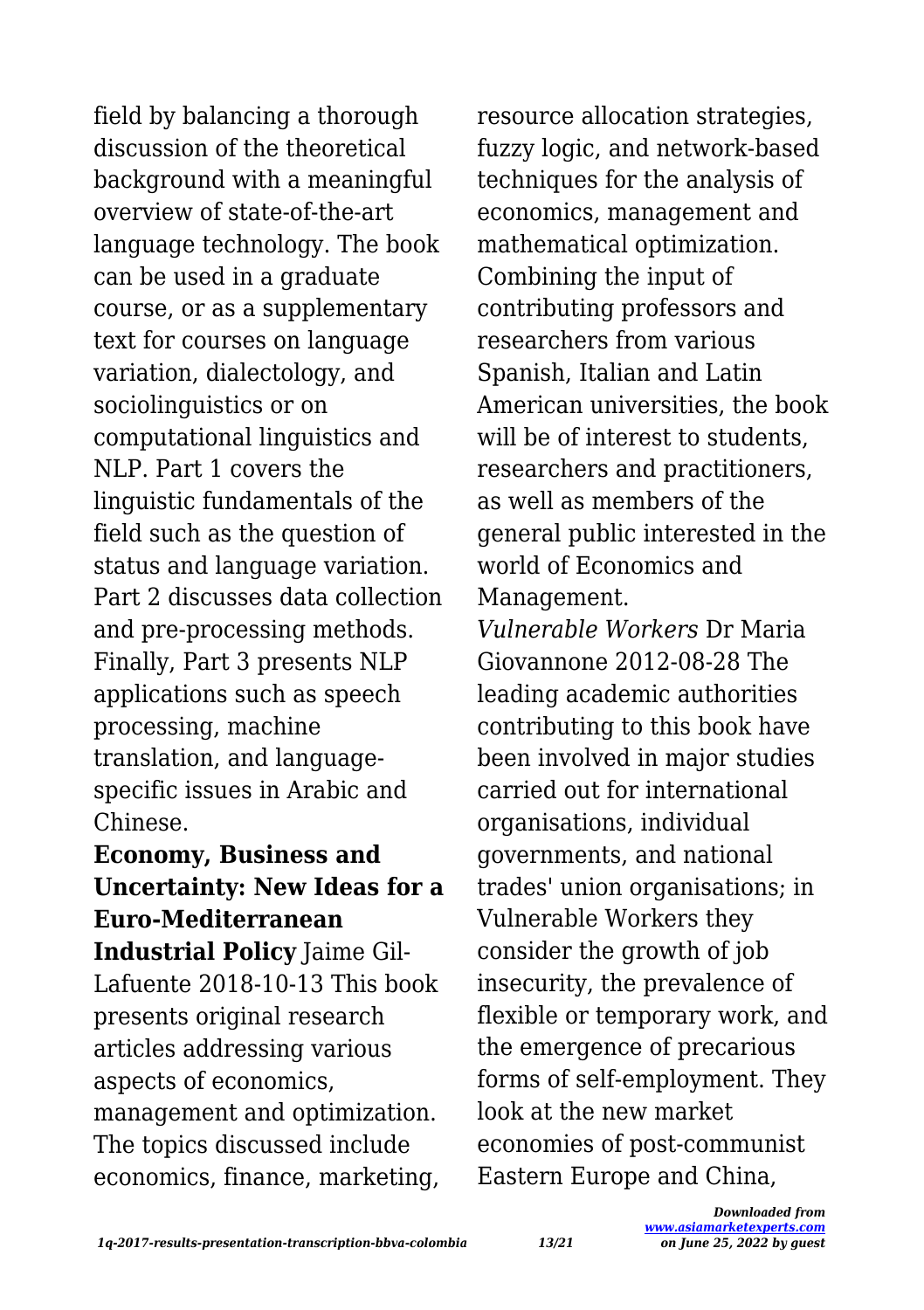field by balancing a thorough discussion of the theoretical background with a meaningful overview of state-of-the-art language technology. The book can be used in a graduate course, or as a supplementary text for courses on language variation, dialectology, and sociolinguistics or on computational linguistics and NLP. Part 1 covers the linguistic fundamentals of the field such as the question of status and language variation. Part 2 discusses data collection and pre-processing methods. Finally, Part 3 presents NLP applications such as speech processing, machine translation, and language-specific issues in Arabic and Chinese.

**Economy, Business and Uncertainty: New Ideas for a Euro-Mediterranean Industrial Policy** Jaime Gil-Lafuente 2018-10-13 This book presents original research articles addressing various aspects of economics, management and optimization. The topics discussed include economics, finance, marketing, resource allocation strategies, fuzzy logic, and network-based techniques for the analysis of economics, management and mathematical optimization. Combining the input of contributing professors and researchers from various Spanish, Italian and Latin American universities, the book will be of interest to students, researchers and practitioners, as well as members of the general public interested in the world of Economics and Management.

*Vulnerable Workers* Dr Maria Giovannone 2012-08-28 The leading academic authorities contributing to this book have been involved in major studies carried out for international organisations, individual governments, and national trades' union organisations; in Vulnerable Workers they consider the growth of job insecurity, the prevalence of flexible or temporary work, and the emergence of precarious forms of self-employment. They look at the new market economies of post-communist Eastern Europe and China,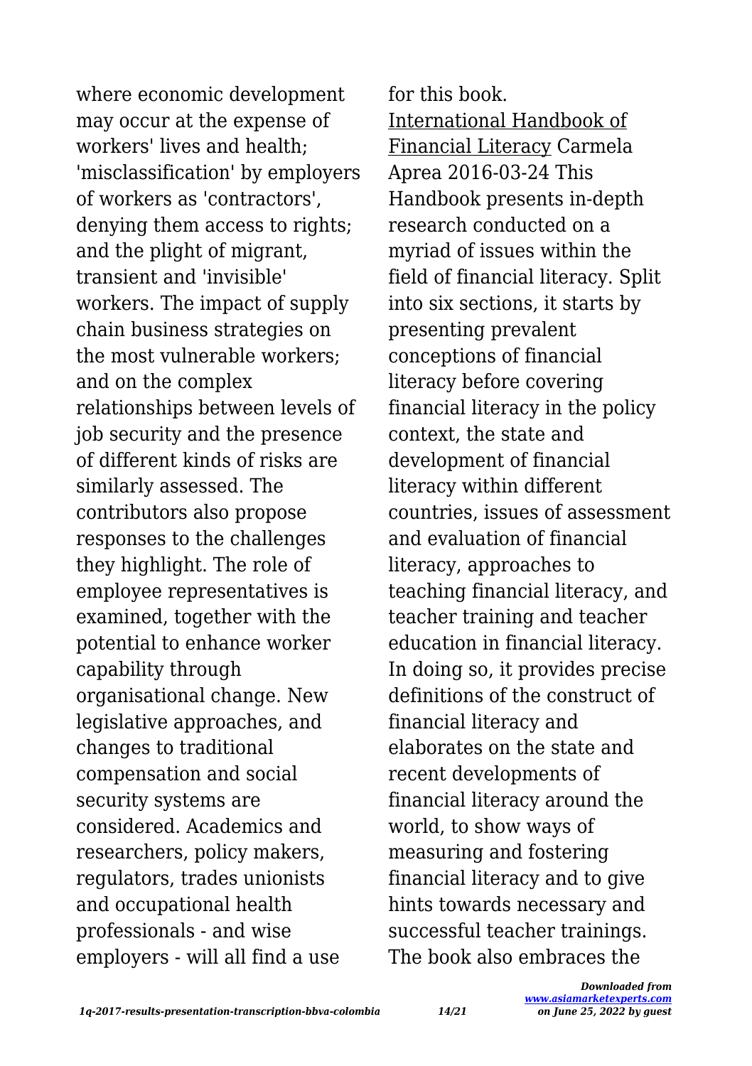where economic development may occur at the expense of workers' lives and health; 'misclassification' by employers of workers as 'contractors', denying them access to rights; and the plight of migrant, transient and 'invisible' workers. The impact of supply chain business strategies on the most vulnerable workers; and on the complex relationships between levels of job security and the presence of different kinds of risks are similarly assessed. The contributors also propose responses to the challenges they highlight. The role of employee representatives is examined, together with the potential to enhance worker capability through organisational change. New legislative approaches, and changes to traditional compensation and social security systems are considered. Academics and researchers, policy makers, regulators, trades unionists and occupational health professionals - and wise employers - will all find a use for this book.

International Handbook of Financial Literacy Carmela Aprea 2016-03-24 This Handbook presents in-depth research conducted on a myriad of issues within the field of financial literacy. Split into six sections, it starts by presenting prevalent conceptions of financial literacy before covering financial literacy in the policy context, the state and development of financial literacy within different countries, issues of assessment and evaluation of financial literacy, approaches to teaching financial literacy, and teacher training and teacher education in financial literacy. In doing so, it provides precise definitions of the construct of financial literacy and elaborates on the state and recent developments of financial literacy around the world, to show ways of measuring and fostering financial literacy and to give hints towards necessary and successful teacher trainings. The book also embraces the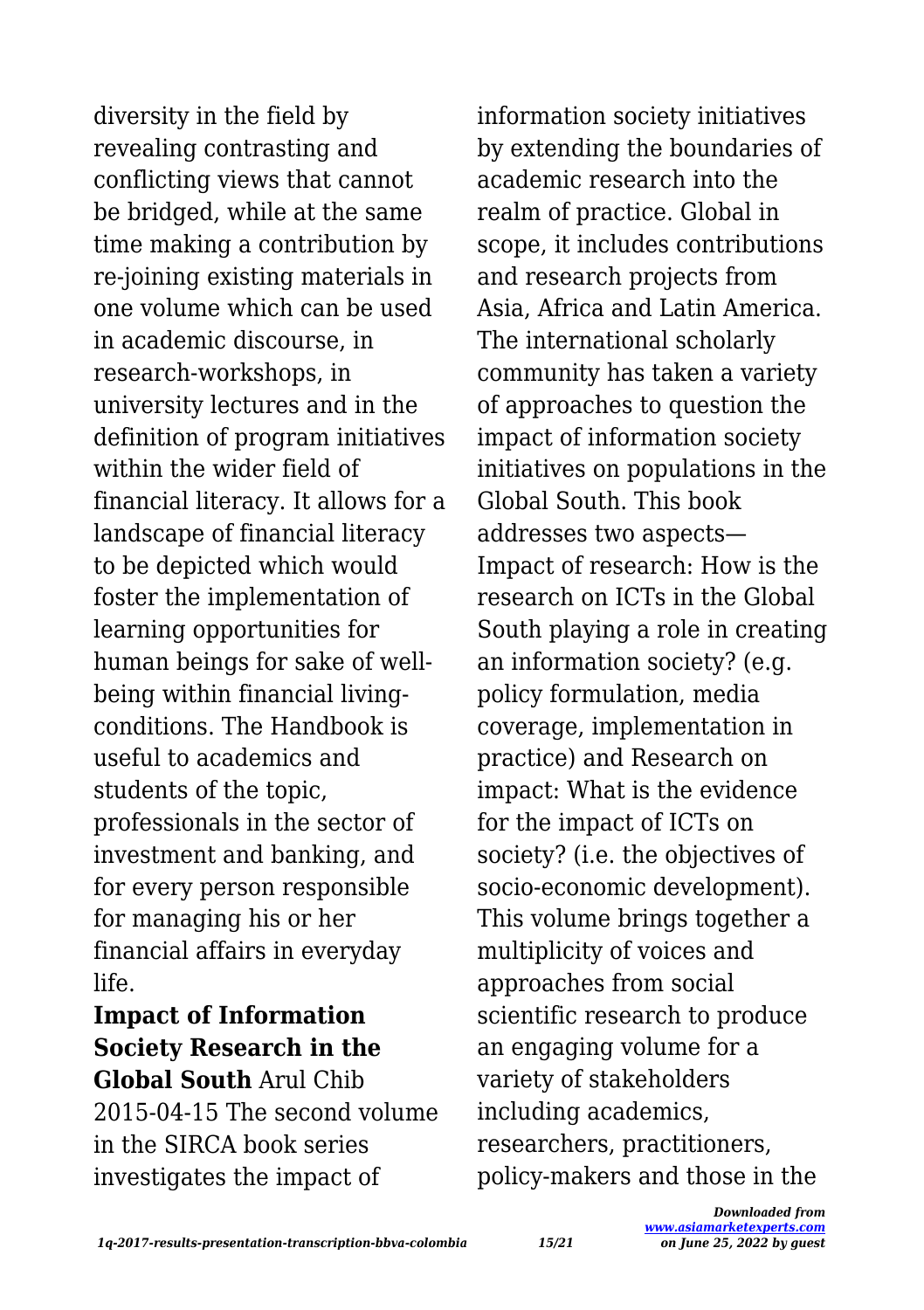diversity in the field by revealing contrasting and conflicting views that cannot be bridged, while at the same time making a contribution by re-joining existing materials in one volume which can be used in academic discourse, in research-workshops, in university lectures and in the definition of program initiatives within the wider field of financial literacy. It allows for a landscape of financial literacy to be depicted which would foster the implementation of learning opportunities for human beings for sake of well-being within financial living-conditions. The Handbook is useful to academics and students of the topic, professionals in the sector of investment and banking, and for every person responsible for managing his or her financial affairs in everyday life.

**Impact of Information Society Research in the Global South** Arul Chib 2015-04-15 The second volume in the SIRCA book series investigates the impact of information society initiatives by extending the boundaries of academic research into the realm of practice. Global in scope, it includes contributions and research projects from Asia, Africa and Latin America. The international scholarly community has taken a variety of approaches to question the impact of information society initiatives on populations in the Global South. This book addresses two aspects—Impact of research: How is the research on ICTs in the Global South playing a role in creating an information society? (e.g. policy formulation, media coverage, implementation in practice) and Research on impact: What is the evidence for the impact of ICTs on society? (i.e. the objectives of socio-economic development). This volume brings together a multiplicity of voices and approaches from social scientific research to produce an engaging volume for a variety of stakeholders including academics, researchers, practitioners, policy-makers and those in the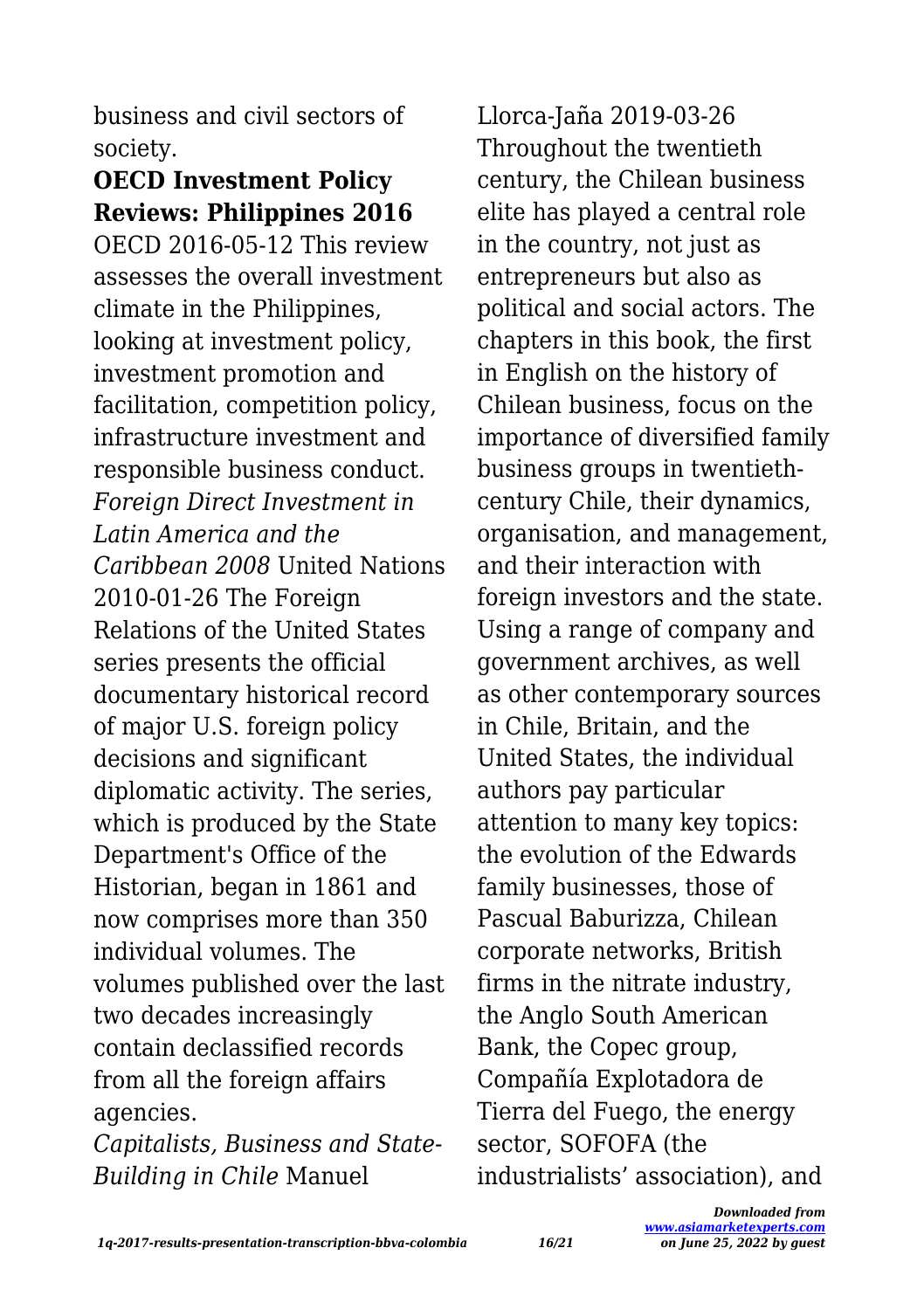business and civil sectors of society.

**OECD Investment Policy Reviews: Philippines 2016**

OECD 2016-05-12 This review assesses the overall investment climate in the Philippines, looking at investment policy, investment promotion and facilitation, competition policy, infrastructure investment and responsible business conduct.

*Foreign Direct Investment in Latin America and the Caribbean 2008* United Nations 2010-01-26 The Foreign Relations of the United States series presents the official documentary historical record of major U.S. foreign policy decisions and significant diplomatic activity. The series, which is produced by the State Department's Office of the Historian, began in 1861 and now comprises more than 350 individual volumes. The volumes published over the last two decades increasingly contain declassified records from all the foreign affairs agencies.

*Capitalists, Business and State-Building in Chile* Manuel Llorca-Jaña 2019-03-26 Throughout the twentieth century, the Chilean business elite has played a central role in the country, not just as entrepreneurs but also as political and social actors. The chapters in this book, the first in English on the history of Chilean business, focus on the importance of diversified family business groups in twentieth-century Chile, their dynamics, organisation, and management, and their interaction with foreign investors and the state. Using a range of company and government archives, as well as other contemporary sources in Chile, Britain, and the United States, the individual authors pay particular attention to many key topics: the evolution of the Edwards family businesses, those of Pascual Baburizza, Chilean corporate networks, British firms in the nitrate industry, the Anglo South American Bank, the Copec group, Compañía Explotadora de Tierra del Fuego, the energy sector, SOFOFA (the industrialists' association), and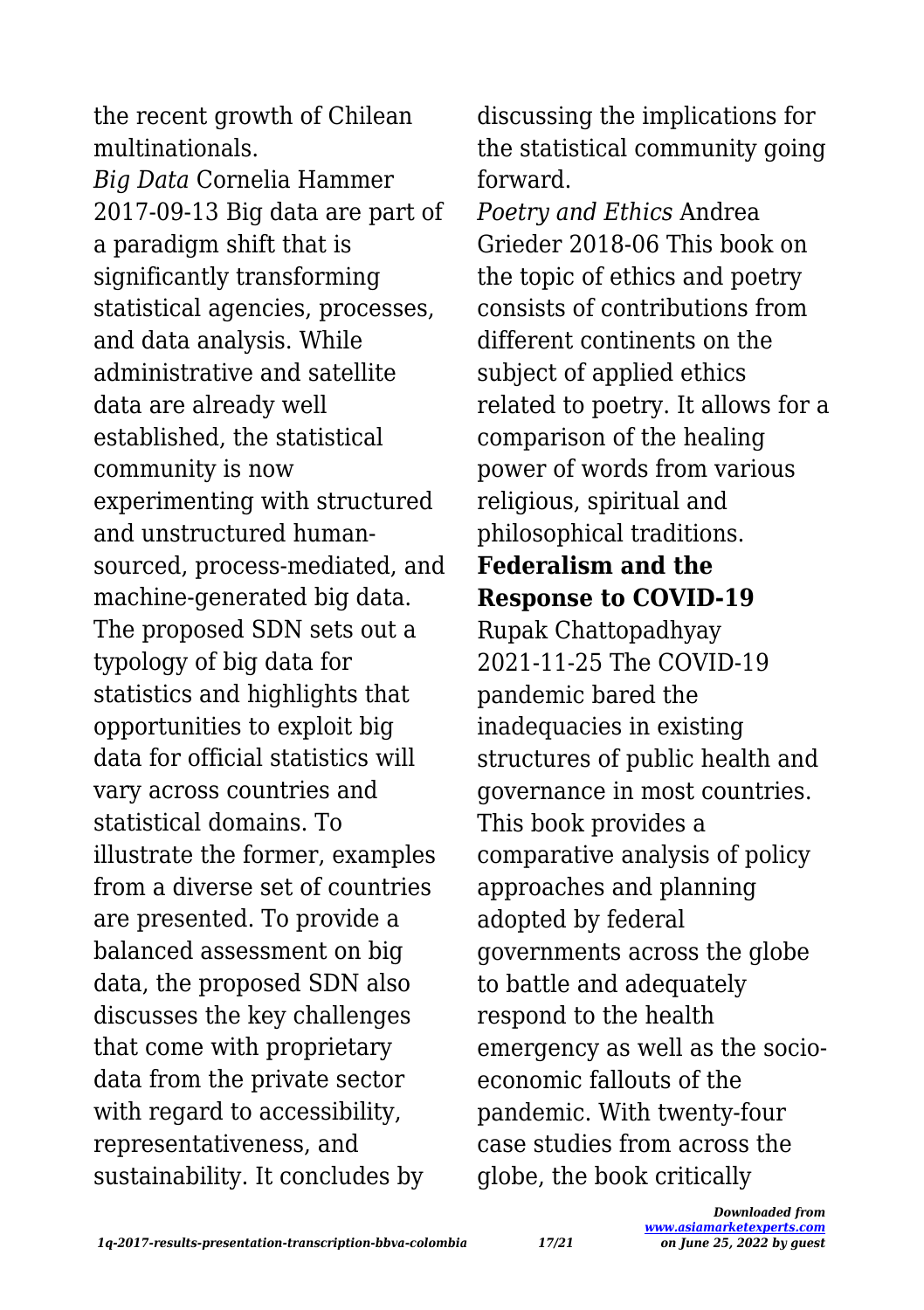the recent growth of Chilean multinationals.

*Big Data* Cornelia Hammer 2017-09-13 Big data are part of a paradigm shift that is significantly transforming statistical agencies, processes, and data analysis. While administrative and satellite data are already well established, the statistical community is now experimenting with structured and unstructured human-sourced, process-mediated, and machine-generated big data. The proposed SDN sets out a typology of big data for statistics and highlights that opportunities to exploit big data for official statistics will vary across countries and statistical domains. To illustrate the former, examples from a diverse set of countries are presented. To provide a balanced assessment on big data, the proposed SDN also discusses the key challenges that come with proprietary data from the private sector with regard to accessibility, representativeness, and sustainability. It concludes by discussing the implications for the statistical community going forward.

*Poetry and Ethics* Andrea Grieder 2018-06 This book on the topic of ethics and poetry consists of contributions from different continents on the subject of applied ethics related to poetry. It allows for a comparison of the healing power of words from various religious, spiritual and philosophical traditions.

**Federalism and the Response to COVID-19** Rupak Chattopadhyay 2021-11-25 The COVID-19 pandemic bared the inadequacies in existing structures of public health and governance in most countries. This book provides a comparative analysis of policy approaches and planning adopted by federal governments across the globe to battle and adequately respond to the health emergency as well as the socio-economic fallouts of the pandemic. With twenty-four case studies from across the globe, the book critically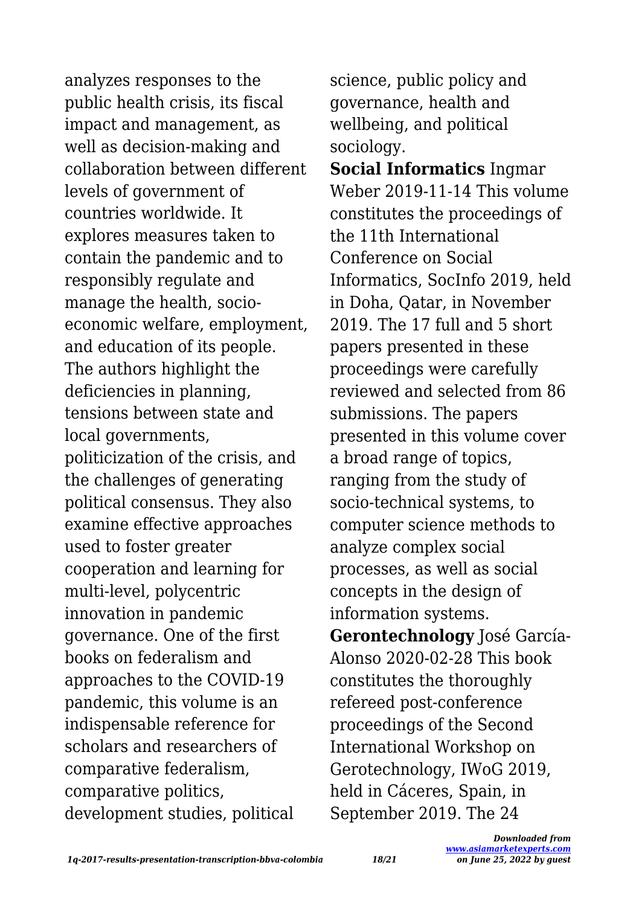analyzes responses to the public health crisis, its fiscal impact and management, as well as decision-making and collaboration between different levels of government of countries worldwide. It explores measures taken to contain the pandemic and to responsibly regulate and manage the health, socio-economic welfare, employment, and education of its people. The authors highlight the deficiencies in planning, tensions between state and local governments, politicization of the crisis, and the challenges of generating political consensus. They also examine effective approaches used to foster greater cooperation and learning for multi-level, polycentric innovation in pandemic governance. One of the first books on federalism and approaches to the COVID-19 pandemic, this volume is an indispensable reference for scholars and researchers of comparative federalism, comparative politics, development studies, political science, public policy and governance, health and wellbeing, and political sociology.

**Social Informatics** Ingmar Weber 2019-11-14 This volume constitutes the proceedings of the 11th International Conference on Social Informatics, SocInfo 2019, held in Doha, Qatar, in November 2019. The 17 full and 5 short papers presented in these proceedings were carefully reviewed and selected from 86 submissions. The papers presented in this volume cover a broad range of topics, ranging from the study of socio-technical systems, to computer science methods to analyze complex social processes, as well as social concepts in the design of information systems.

**Gerontechnology** José García-Alonso 2020-02-28 This book constitutes the thoroughly refereed post-conference proceedings of the Second International Workshop on Gerotechnology, IWoG 2019, held in Cáceres, Spain, in September 2019. The 24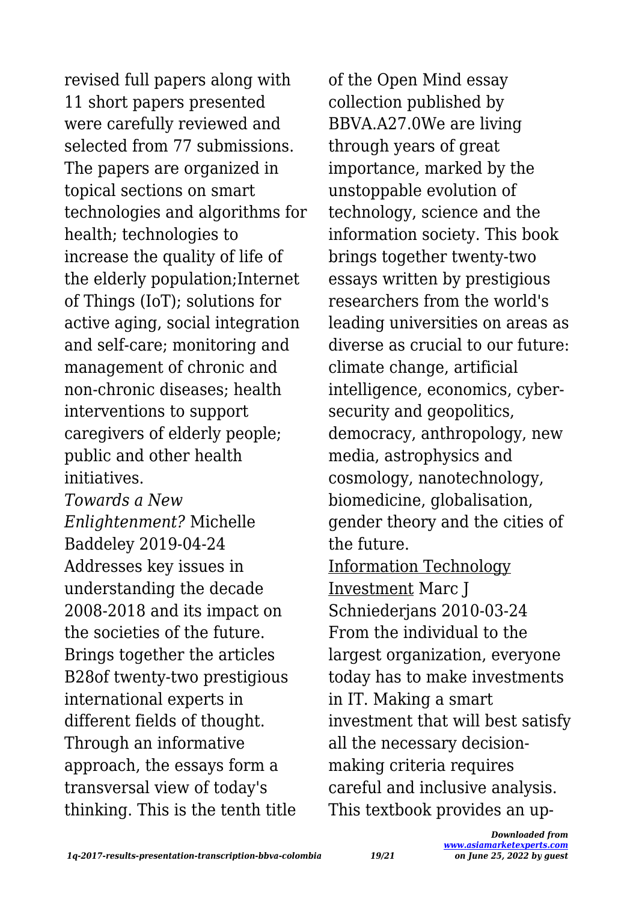revised full papers along with 11 short papers presented were carefully reviewed and selected from 77 submissions. The papers are organized in topical sections on smart technologies and algorithms for health; technologies to increase the quality of life of the elderly population;Internet of Things (IoT); solutions for active aging, social integration and self-care; monitoring and management of chronic and non-chronic diseases; health interventions to support caregivers of elderly people; public and other health initiatives.

*Towards a New Enlightenment?* Michelle Baddeley 2019-04-24 Addresses key issues in understanding the decade 2008-2018 and its impact on the societies of the future. Brings together the articles B28of twenty-two prestigious international experts in different fields of thought. Through an informative approach, the essays form a transversal view of today's thinking. This is the tenth title of the Open Mind essay collection published by BBVA.A27.0We are living through years of great importance, marked by the unstoppable evolution of technology, science and the information society. This book brings together twenty-two essays written by prestigious researchers from the world's leading universities on areas as diverse as crucial to our future: climate change, artificial intelligence, economics, cyber-security and geopolitics, democracy, anthropology, new media, astrophysics and cosmology, nanotechnology, biomedicine, globalisation, gender theory and the cities of the future.

Information Technology Investment Marc J Schniederjans 2010-03-24 From the individual to the largest organization, everyone today has to make investments in IT. Making a smart investment that will best satisfy all the necessary decision-making criteria requires careful and inclusive analysis. This textbook provides an up-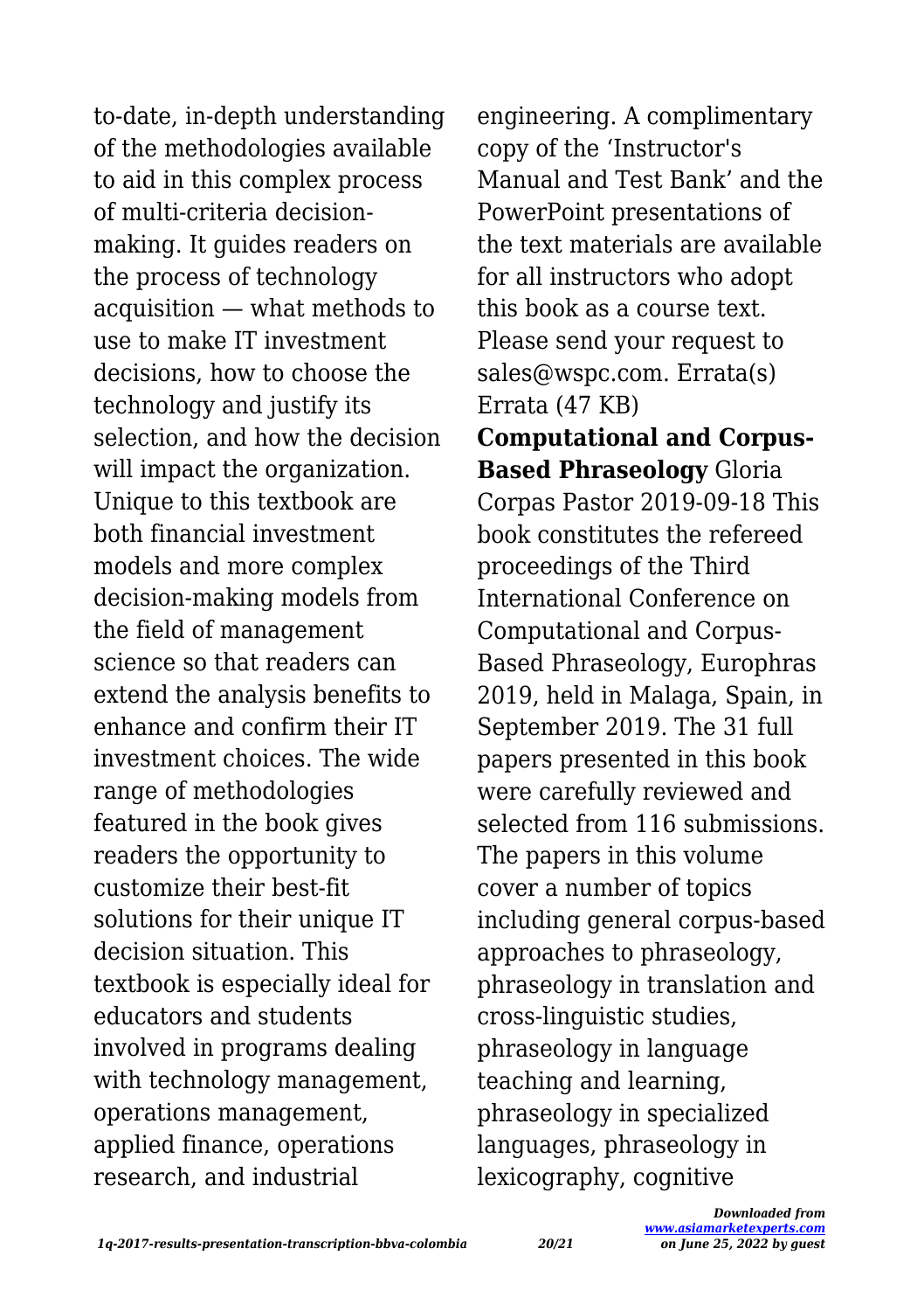to-date, in-depth understanding of the methodologies available to aid in this complex process of multi-criteria decision-making. It guides readers on the process of technology acquisition — what methods to use to make IT investment decisions, how to choose the technology and justify its selection, and how the decision will impact the organization. Unique to this textbook are both financial investment models and more complex decision-making models from the field of management science so that readers can extend the analysis benefits to enhance and confirm their IT investment choices. The wide range of methodologies featured in the book gives readers the opportunity to customize their best-fit solutions for their unique IT decision situation. This textbook is especially ideal for educators and students involved in programs dealing with technology management, operations management, applied finance, operations research, and industrial engineering. A complimentary copy of the 'Instructor's Manual and Test Bank' and the PowerPoint presentations of the text materials are available for all instructors who adopt this book as a course text. Please send your request to sales@wspc.com. Errata(s) Errata (47 KB)

**Computational and Corpus-Based Phraseology** Gloria Corpas Pastor 2019-09-18 This book constitutes the refereed proceedings of the Third International Conference on Computational and Corpus-Based Phraseology, Europhras 2019, held in Malaga, Spain, in September 2019. The 31 full papers presented in this book were carefully reviewed and selected from 116 submissions. The papers in this volume cover a number of topics including general corpus-based approaches to phraseology, phraseology in translation and cross-linguistic studies, phraseology in language teaching and learning, phraseology in specialized languages, phraseology in lexicography, cognitive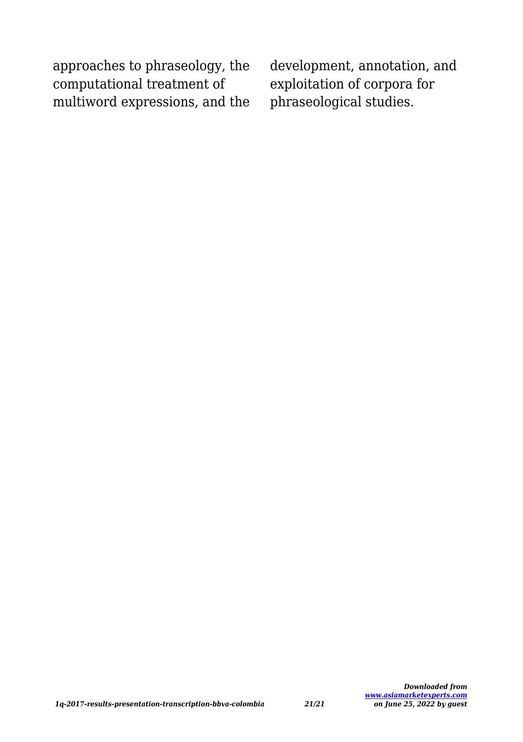approaches to phraseology, the computational treatment of multiword expressions, and the development, annotation, and exploitation of corpora for phraseological studies.